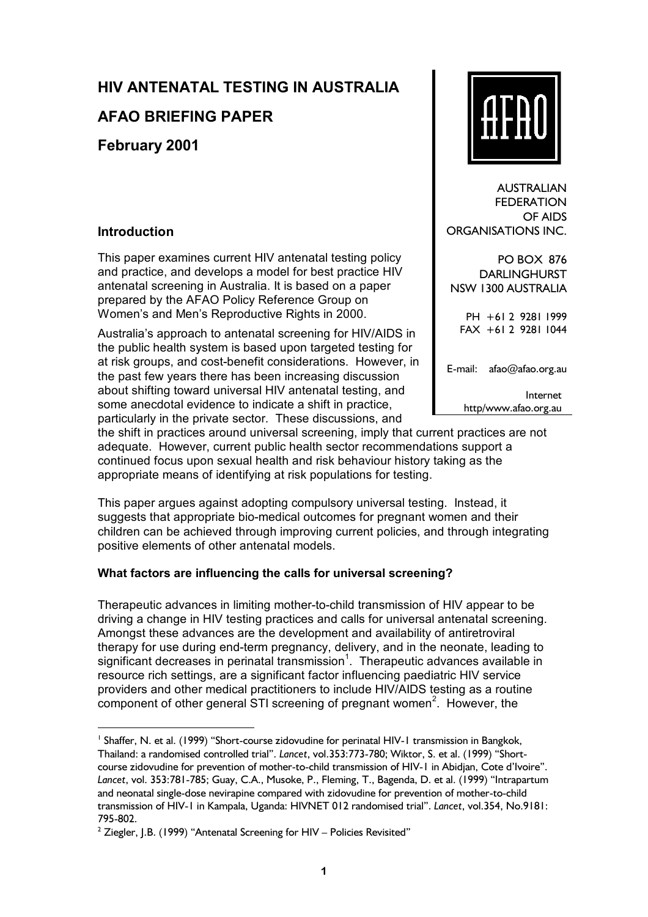# HIV ANTENATAL TESTING IN AUSTRALIA

## AFAO BRIEFING PAPER

## February 2001

AFAO

AUSTRALIAN FEDERATION OF AIDS ORGANISATIONS INC.

PO BOX 876
DARLINGHURST
NSW 1300 AUSTRALIA

PH +61 2 9281 1999
FAX +61 2 9281 1044

E-mail: afao@afao.org.au

Internet
http/www.afao.org.au

### Introduction

This paper examines current HIV antenatal testing policy and practice, and develops a model for best practice HIV antenatal screening in Australia. It is based on a paper prepared by the AFAO Policy Reference Group on Women's and Men's Reproductive Rights in 2000.

Australia's approach to antenatal screening for HIV/AIDS in the public health system is based upon targeted testing for at risk groups, and cost-benefit considerations. However, in the past few years there has been increasing discussion about shifting toward universal HIV antenatal testing, and some anecdotal evidence to indicate a shift in practice, particularly in the private sector. These discussions, and the shift in practices around universal screening, imply that current practices are not adequate. However, current public health sector recommendations support a continued focus upon sexual health and risk behaviour history taking as the appropriate means of identifying at risk populations for testing.

This paper argues against adopting compulsory universal testing. Instead, it suggests that appropriate bio-medical outcomes for pregnant women and their children can be achieved through improving current policies, and through integrating positive elements of other antenatal models.

**What factors are influencing the calls for universal screening?**

Therapeutic advances in limiting mother-to-child transmission of HIV appear to be driving a change in HIV testing practices and calls for universal antenatal screening. Amongst these advances are the development and availability of antiretroviral therapy for use during end-term pregnancy, delivery, and in the neonate, leading to significant decreases in perinatal transmission[1]. Therapeutic advances available in resource rich settings, are a significant factor influencing paediatric HIV service providers and other medical practitioners to include HIV/AIDS testing as a routine component of other general STI screening of pregnant women[2]. However, the

---

[1] Shaffer, N. et al. (1999) "Short-course zidovudine for perinatal HIV-1 transmission in Bangkok, Thailand: a randomised controlled trial". *Lancet*, vol.353:773-780; Wiktor, S. et al. (1999) "Short-course zidovudine for prevention of mother-to-child transmission of HIV-1 in Abidjan, Cote d'Ivoire". *Lancet*, vol. 353:781-785; Guay, C.A., Musoke, P., Fleming, T., Bagenda, D. et al. (1999) "Intrapartum and neonatal single-dose nevirapine compared with zidovudine for prevention of mother-to-child transmission of HIV-1 in Kampala, Uganda: HIVNET 012 randomised trial". *Lancet*, vol.354, No.9181: 795-802.

[2] Ziegler, J.B. (1999) "Antenatal Screening for HIV – Policies Revisited"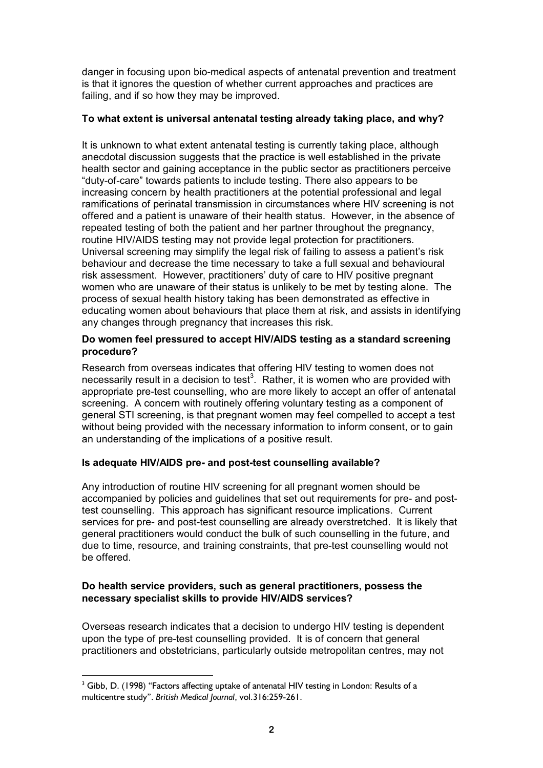danger in focusing upon bio-medical aspects of antenatal prevention and treatment is that it ignores the question of whether current approaches and practices are failing, and if so how they may be improved.

**To what extent is universal antenatal testing already taking place, and why?**

It is unknown to what extent antenatal testing is currently taking place, although anecdotal discussion suggests that the practice is well established in the private health sector and gaining acceptance in the public sector as practitioners perceive "duty-of-care" towards patients to include testing. There also appears to be increasing concern by health practitioners at the potential professional and legal ramifications of perinatal transmission in circumstances where HIV screening is not offered and a patient is unaware of their health status. However, in the absence of repeated testing of both the patient and her partner throughout the pregnancy, routine HIV/AIDS testing may not provide legal protection for practitioners. Universal screening may simplify the legal risk of failing to assess a patient's risk behaviour and decrease the time necessary to take a full sexual and behavioural risk assessment. However, practitioners' duty of care to HIV positive pregnant women who are unaware of their status is unlikely to be met by testing alone. The process of sexual health history taking has been demonstrated as effective in educating women about behaviours that place them at risk, and assists in identifying any changes through pregnancy that increases this risk.

**Do women feel pressured to accept HIV/AIDS testing as a standard screening procedure?**

Research from overseas indicates that offering HIV testing to women does not necessarily result in a decision to test[3]. Rather, it is women who are provided with appropriate pre-test counselling, who are more likely to accept an offer of antenatal screening. A concern with routinely offering voluntary testing as a component of general STI screening, is that pregnant women may feel compelled to accept a test without being provided with the necessary information to inform consent, or to gain an understanding of the implications of a positive result.

**Is adequate HIV/AIDS pre- and post-test counselling available?**

Any introduction of routine HIV screening for all pregnant women should be accompanied by policies and guidelines that set out requirements for pre- and post-test counselling. This approach has significant resource implications. Current services for pre- and post-test counselling are already overstretched. It is likely that general practitioners would conduct the bulk of such counselling in the future, and due to time, resource, and training constraints, that pre-test counselling would not be offered.

**Do health service providers, such as general practitioners, possess the necessary specialist skills to provide HIV/AIDS services?**

Overseas research indicates that a decision to undergo HIV testing is dependent upon the type of pre-test counselling provided. It is of concern that general practitioners and obstetricians, particularly outside metropolitan centres, may not

[3] Gibb, D. (1998) "Factors affecting uptake of antenatal HIV testing in London: Results of a multicentre study". *British Medical Journal*, vol.316:259-261.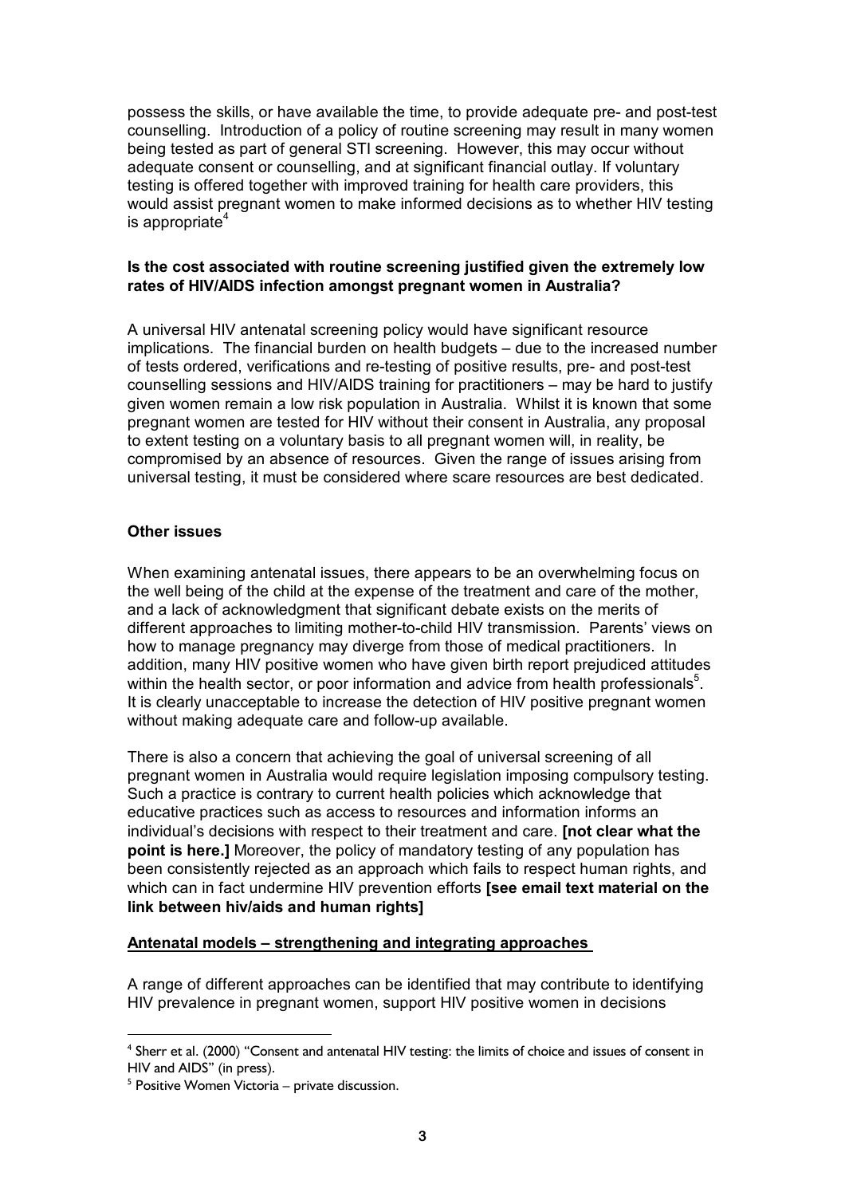possess the skills, or have available the time, to provide adequate pre- and post-test counselling. Introduction of a policy of routine screening may result in many women being tested as part of general STI screening. However, this may occur without adequate consent or counselling, and at significant financial outlay. If voluntary testing is offered together with improved training for health care providers, this would assist pregnant women to make informed decisions as to whether HIV testing is appropriate[4]

**Is the cost associated with routine screening justified given the extremely low rates of HIV/AIDS infection amongst pregnant women in Australia?**

A universal HIV antenatal screening policy would have significant resource implications. The financial burden on health budgets – due to the increased number of tests ordered, verifications and re-testing of positive results, pre- and post-test counselling sessions and HIV/AIDS training for practitioners – may be hard to justify given women remain a low risk population in Australia. Whilst it is known that some pregnant women are tested for HIV without their consent in Australia, any proposal to extent testing on a voluntary basis to all pregnant women will, in reality, be compromised by an absence of resources. Given the range of issues arising from universal testing, it must be considered where scare resources are best dedicated.

**Other issues**

When examining antenatal issues, there appears to be an overwhelming focus on the well being of the child at the expense of the treatment and care of the mother, and a lack of acknowledgment that significant debate exists on the merits of different approaches to limiting mother-to-child HIV transmission. Parents' views on how to manage pregnancy may diverge from those of medical practitioners. In addition, many HIV positive women who have given birth report prejudiced attitudes within the health sector, or poor information and advice from health professionals[5]. It is clearly unacceptable to increase the detection of HIV positive pregnant women without making adequate care and follow-up available.

There is also a concern that achieving the goal of universal screening of all pregnant women in Australia would require legislation imposing compulsory testing. Such a practice is contrary to current health policies which acknowledge that educative practices such as access to resources and information informs an individual's decisions with respect to their treatment and care. **[not clear what the point is here.]** Moreover, the policy of mandatory testing of any population has been consistently rejected as an approach which fails to respect human rights, and which can in fact undermine HIV prevention efforts **[see email text material on the link between hiv/aids and human rights]**

**Antenatal models – strengthening and integrating approaches**

A range of different approaches can be identified that may contribute to identifying HIV prevalence in pregnant women, support HIV positive women in decisions

---

[4] Sherr et al. (2000) "Consent and antenatal HIV testing: the limits of choice and issues of consent in HIV and AIDS" (in press).

[5] Positive Women Victoria – private discussion.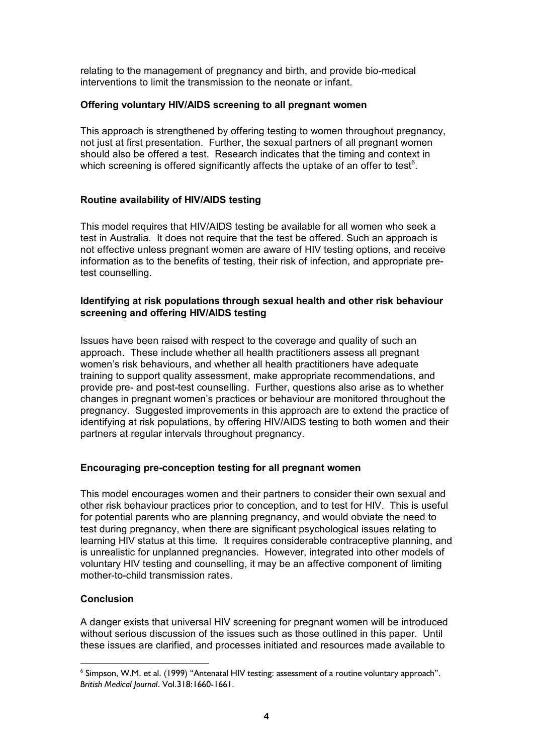relating to the management of pregnancy and birth, and provide bio-medical interventions to limit the transmission to the neonate or infant.

**Offering voluntary HIV/AIDS screening to all pregnant women**

This approach is strengthened by offering testing to women throughout pregnancy, not just at first presentation. Further, the sexual partners of all pregnant women should also be offered a test. Research indicates that the timing and context in which screening is offered significantly affects the uptake of an offer to test[6].

**Routine availability of HIV/AIDS testing**

This model requires that HIV/AIDS testing be available for all women who seek a test in Australia. It does not require that the test be offered. Such an approach is not effective unless pregnant women are aware of HIV testing options, and receive information as to the benefits of testing, their risk of infection, and appropriate pre-test counselling.

**Identifying at risk populations through sexual health and other risk behaviour screening and offering HIV/AIDS testing**

Issues have been raised with respect to the coverage and quality of such an approach. These include whether all health practitioners assess all pregnant women's risk behaviours, and whether all health practitioners have adequate training to support quality assessment, make appropriate recommendations, and provide pre- and post-test counselling. Further, questions also arise as to whether changes in pregnant women's practices or behaviour are monitored throughout the pregnancy. Suggested improvements in this approach are to extend the practice of identifying at risk populations, by offering HIV/AIDS testing to both women and their partners at regular intervals throughout pregnancy.

**Encouraging pre-conception testing for all pregnant women**

This model encourages women and their partners to consider their own sexual and other risk behaviour practices prior to conception, and to test for HIV. This is useful for potential parents who are planning pregnancy, and would obviate the need to test during pregnancy, when there are significant psychological issues relating to learning HIV status at this time. It requires considerable contraceptive planning, and is unrealistic for unplanned pregnancies. However, integrated into other models of voluntary HIV testing and counselling, it may be an affective component of limiting mother-to-child transmission rates.

**Conclusion**

A danger exists that universal HIV screening for pregnant women will be introduced without serious discussion of the issues such as those outlined in this paper. Until these issues are clarified, and processes initiated and resources made available to

[6] Simpson, W.M. et al. (1999) "Antenatal HIV testing: assessment of a routine voluntary approach". *British Medical Journal*. Vol.318:1660-1661.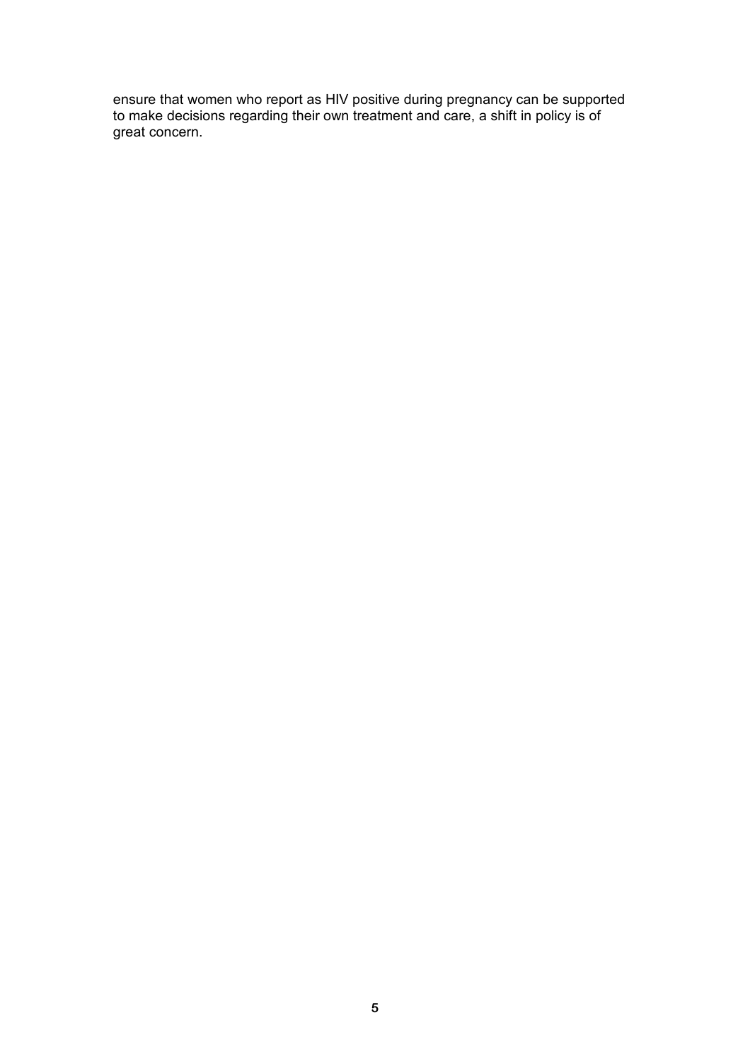ensure that women who report as HIV positive during pregnancy can be supported to make decisions regarding their own treatment and care, a shift in policy is of great concern.